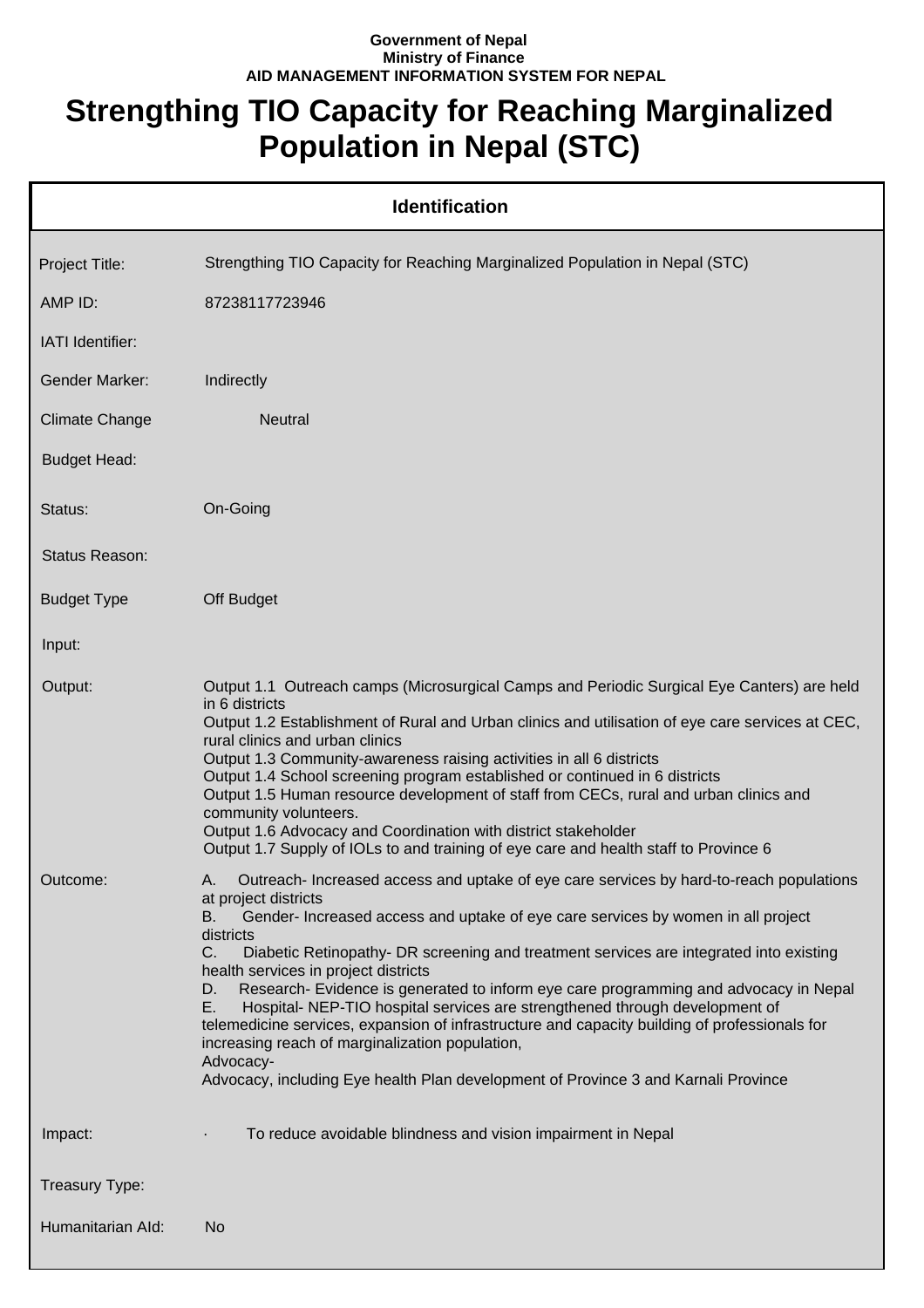**Government of Nepal**
**Ministry of Finance**
**AID MANAGEMENT INFORMATION SYSTEM FOR NEPAL**

# Strengthing TIO Capacity for Reaching Marginalized Population in Nepal (STC)

## Identification

| | |
|---|---|
| Project Title: | Strengthing TIO Capacity for Reaching Marginalized Population in Nepal (STC) |
| AMP ID: | 87238117723946 |
| IATI Identifier: | |
| Gender Marker: | Indirectly |
| Climate Change | Neutral |
| Budget Head: | |
| Status: | On-Going |
| Status Reason: | |
| Budget Type | Off Budget |
| Input: | |
| Output: | Output 1.1 Outreach camps (Microsurgical Camps and Periodic Surgical Eye Canters) are held in 6 districts<br>Output 1.2 Establishment of Rural and Urban clinics and utilisation of eye care services at CEC, rural clinics and urban clinics<br>Output 1.3 Community-awareness raising activities in all 6 districts<br>Output 1.4 School screening program established or continued in 6 districts<br>Output 1.5 Human resource development of staff from CECs, rural and urban clinics and community volunteers.<br>Output 1.6 Advocacy and Coordination with district stakeholder<br>Output 1.7 Supply of IOLs to and training of eye care and health staff to Province 6 |
| Outcome: | A. Outreach- Increased access and uptake of eye care services by hard-to-reach populations at project districts<br>B. Gender- Increased access and uptake of eye care services by women in all project districts<br>C. Diabetic Retinopathy- DR screening and treatment services are integrated into existing health services in project districts<br>D. Research- Evidence is generated to inform eye care programming and advocacy in Nepal<br>E. Hospital- NEP-TIO hospital services are strengthened through development of telemedicine services, expansion of infrastructure and capacity building of professionals for increasing reach of marginalization population,<br>Advocacy-<br>Advocacy, including Eye health Plan development of Province 3 and Karnali Province |
| Impact: | · To reduce avoidable blindness and vision impairment in Nepal |
| Treasury Type: | |
| Humanitarian AId: | No |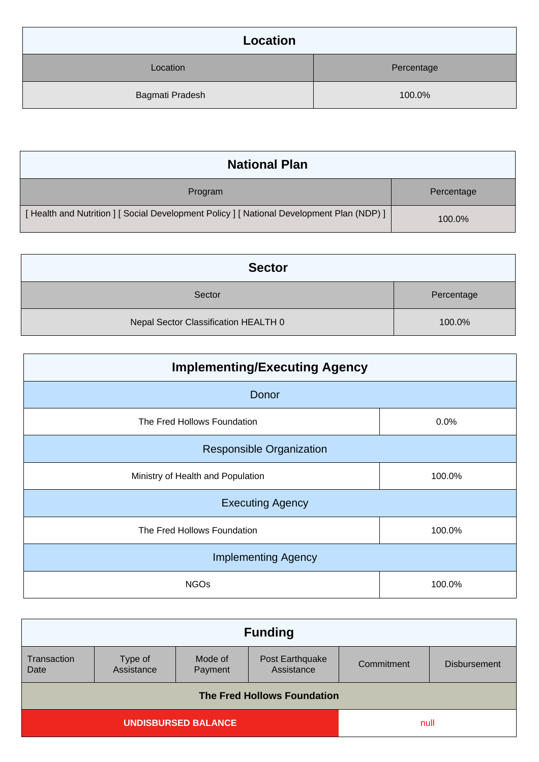## Location

| Location | Percentage |
| --- | --- |
| Bagmati Pradesh | 100.0% |

## National Plan

| Program | Percentage |
| --- | --- |
| [ Health and Nutrition ] [ Social Development Policy ] [ National Development Plan (NDP) ] | 100.0% |

## Sector

| Sector | Percentage |
| --- | --- |
| Nepal Sector Classification HEALTH 0 | 100.0% |

## Implementing/Executing Agency

| Donor | |
| --- | --- |
| The Fred Hollows Foundation | 0.0% |
| **Responsible Organization** | |
| Ministry of Health and Population | 100.0% |
| **Executing Agency** | |
| The Fred Hollows Foundation | 100.0% |
| **Implementing Agency** | |
| NGOs | 100.0% |

## Funding

| Transaction Date | Type of Assistance | Mode of Payment | Post Earthquake Assistance | Commitment | Disbursement |
| --- | --- | --- | --- | --- | --- |
| **The Fred Hollows Foundation** | | | | | |
| **UNDISBURSED BALANCE** | | | | null | |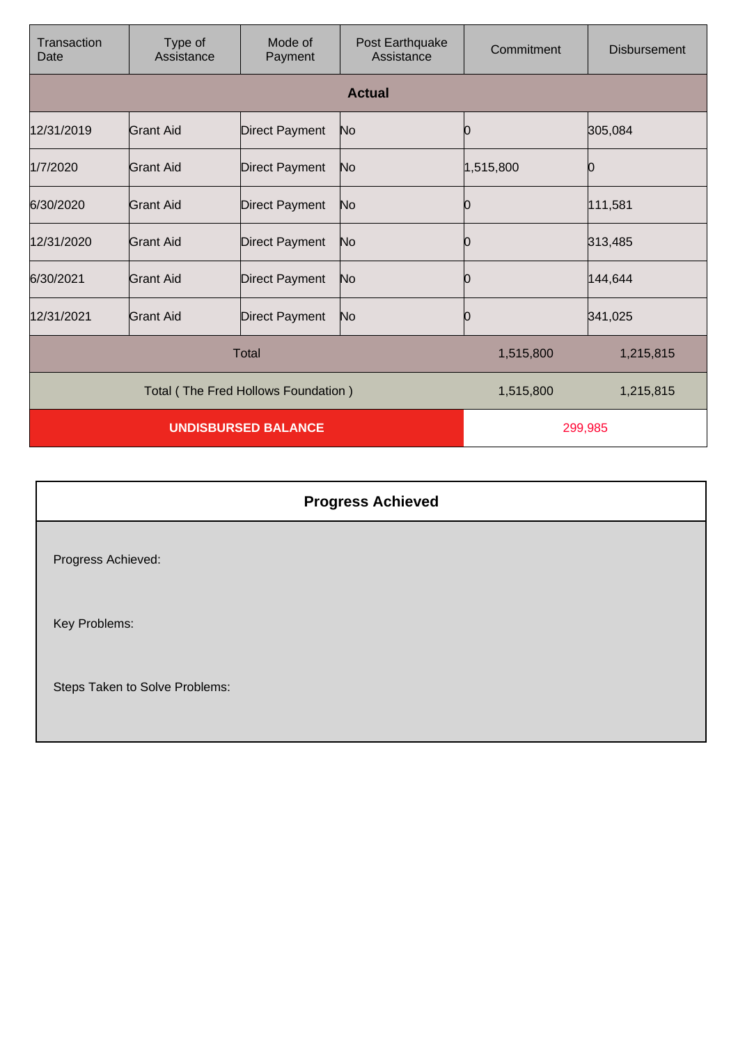| Transaction Date | Type of Assistance | Mode of Payment | Post Earthquake Assistance | Commitment | Disbursement |
|---|---|---|---|---|---|
| **Actual** | | | | | |
| 12/31/2019 | Grant Aid | Direct Payment | No | 0 | 305,084 |
| 1/7/2020 | Grant Aid | Direct Payment | No | 1,515,800 | 0 |
| 6/30/2020 | Grant Aid | Direct Payment | No | 0 | 111,581 |
| 12/31/2020 | Grant Aid | Direct Payment | No | 0 | 313,485 |
| 6/30/2021 | Grant Aid | Direct Payment | No | 0 | 144,644 |
| 12/31/2021 | Grant Aid | Direct Payment | No | 0 | 341,025 |
| Total | | | | 1,515,800 | 1,215,815 |
| Total ( The Fred Hollows Foundation ) | | | | 1,515,800 | 1,215,815 |
| **UNDISBURSED BALANCE** | | | | 299,985 | |

## Progress Achieved

Progress Achieved:

Key Problems:

Steps Taken to Solve Problems: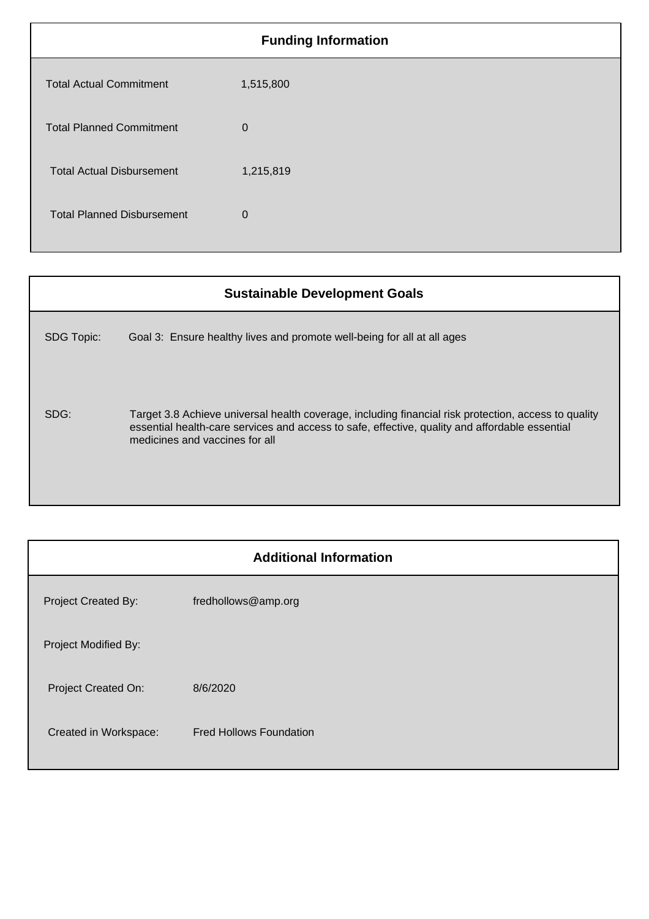## Funding Information

| | |
|---|---|
| Total Actual Commitment | 1,515,800 |
| Total Planned Commitment | 0 |
| Total Actual Disbursement | 1,215,819 |
| Total Planned Disbursement | 0 |

## Sustainable Development Goals

| | |
|---|---|
| SDG Topic: | Goal 3: Ensure healthy lives and promote well-being for all at all ages |
| SDG: | Target 3.8 Achieve universal health coverage, including financial risk protection, access to quality essential health-care services and access to safe, effective, quality and affordable essential medicines and vaccines for all |

## Additional Information

| | |
|---|---|
| Project Created By: | fredhollows@amp.org |
| Project Modified By: | |
| Project Created On: | 8/6/2020 |
| Created in Workspace: | Fred Hollows Foundation |